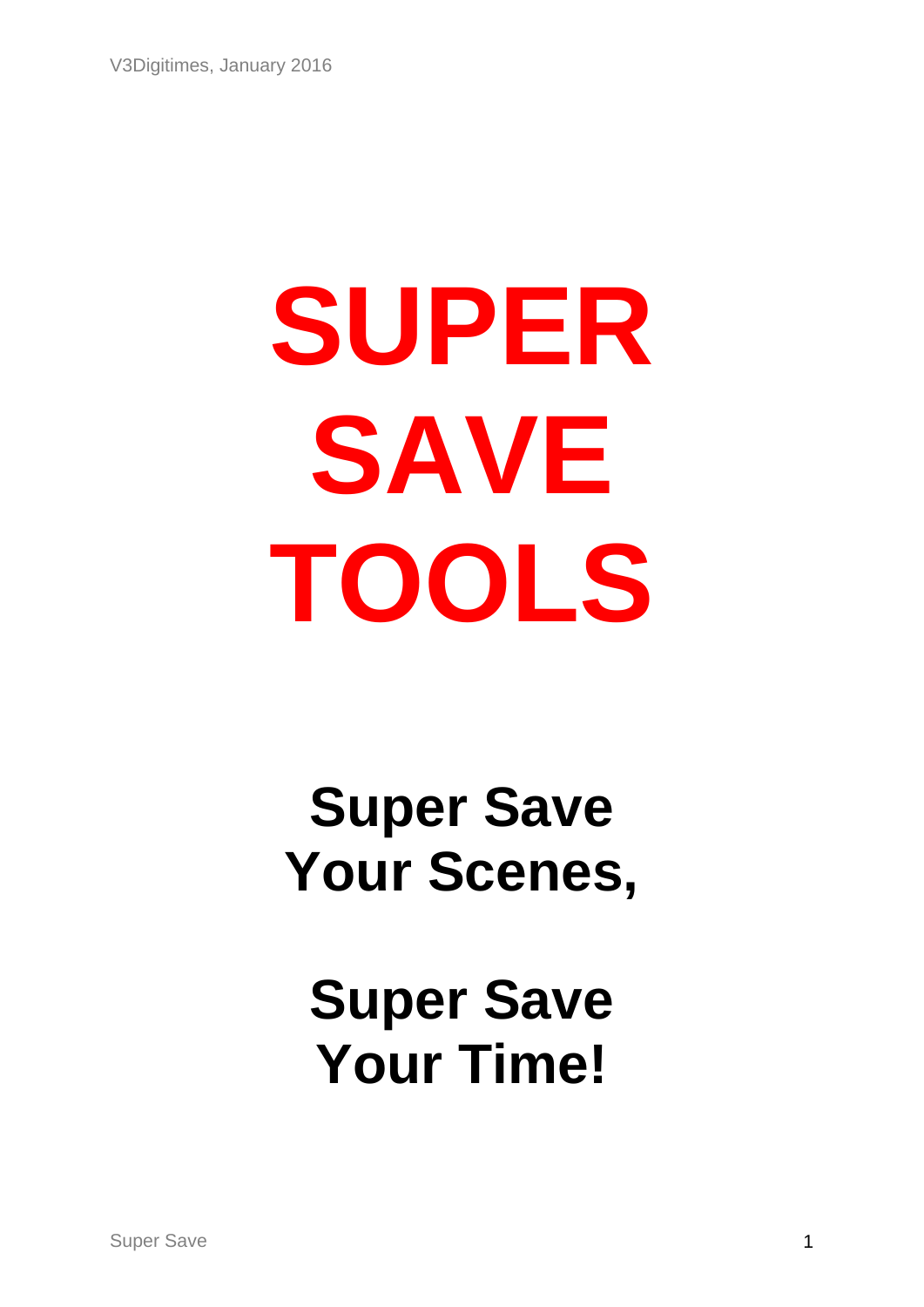# SUPER SAVE TOOLS

## Super Save Your Scenes,

## Super Save Your Time!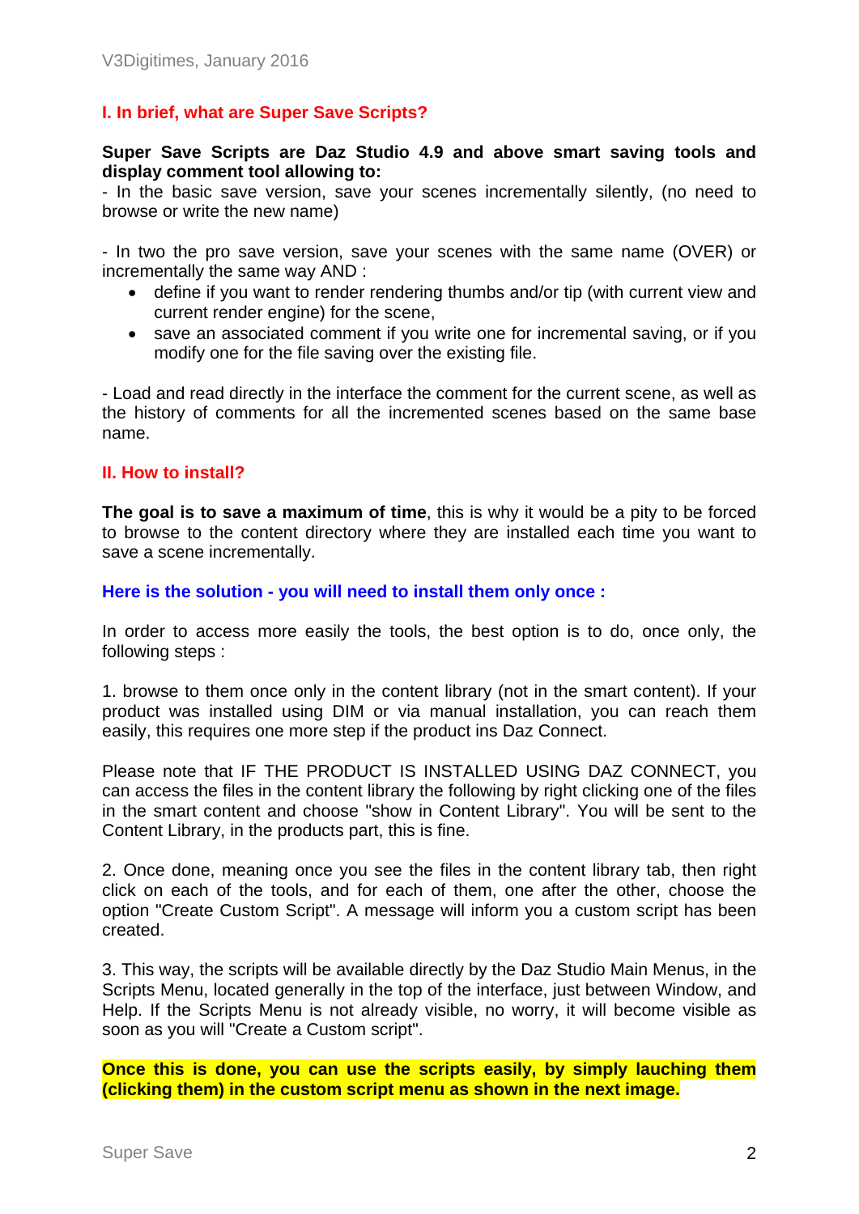## I. In brief, what are Super Save Scripts?

**Super Save Scripts are Daz Studio 4.9 and above smart saving tools and display comment tool allowing to:**
- In the basic save version, save your scenes incrementally silently, (no need to browse or write the new name)

- In two the pro save version, save your scenes with the same name (OVER) or incrementally the same way AND :

- define if you want to render rendering thumbs and/or tip (with current view and current render engine) for the scene,
- save an associated comment if you write one for incremental saving, or if you modify one for the file saving over the existing file.

- Load and read directly in the interface the comment for the current scene, as well as the history of comments for all the incremented scenes based on the same base name.

## II. How to install?

**The goal is to save a maximum of time**, this is why it would be a pity to be forced to browse to the content directory where they are installed each time you want to save a scene incrementally.

### Here is the solution - you will need to install them only once :

In order to access more easily the tools, the best option is to do, once only, the following steps :

1. browse to them once only in the content library (not in the smart content). If your product was installed using DIM or via manual installation, you can reach them easily, this requires one more step if the product ins Daz Connect.

Please note that IF THE PRODUCT IS INSTALLED USING DAZ CONNECT, you can access the files in the content library the following by right clicking one of the files in the smart content and choose "show in Content Library". You will be sent to the Content Library, in the products part, this is fine.

2. Once done, meaning once you see the files in the content library tab, then right click on each of the tools, and for each of them, one after the other, choose the option "Create Custom Script". A message will inform you a custom script has been created.

3. This way, the scripts will be available directly by the Daz Studio Main Menus, in the Scripts Menu, located generally in the top of the interface, just between Window, and Help. If the Scripts Menu is not already visible, no worry, it will become visible as soon as you will "Create a Custom script".

**Once this is done, you can use the scripts easily, by simply lauching them (clicking them) in the custom script menu as shown in the next image.**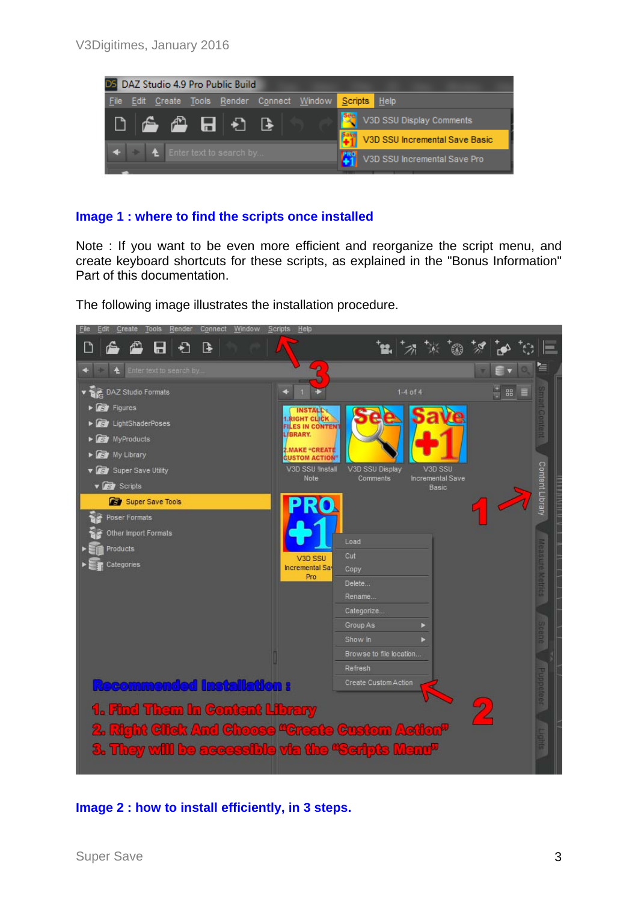**Image 1 : where to find the scripts once installed**

Note : If you want to be even more efficient and reorganize the script menu, and create keyboard shortcuts for these scripts, as explained in the "Bonus Information" Part of this documentation.

The following image illustrates the installation procedure.

**Image 2 : how to install efficiently, in 3 steps.**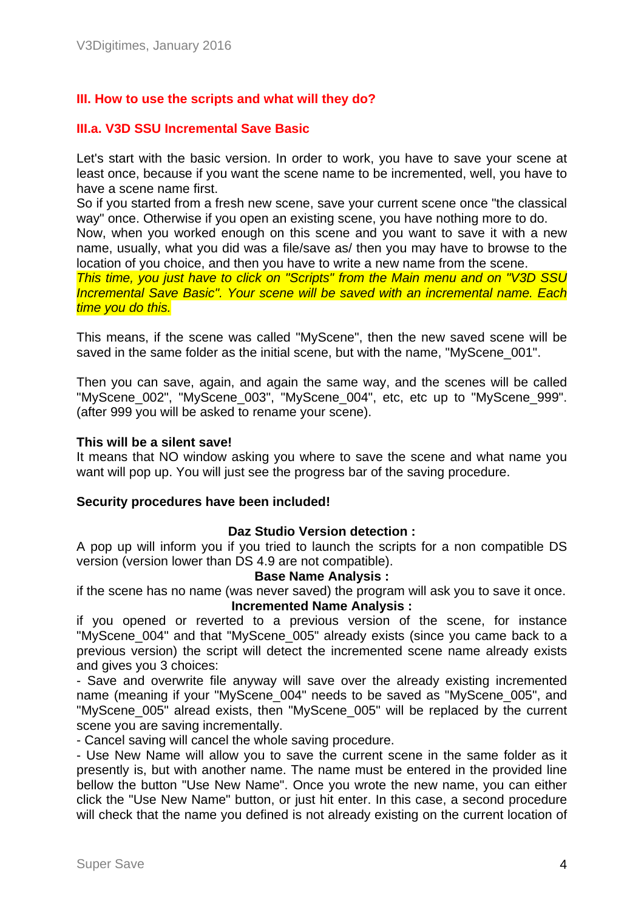## III. How to use the scripts and what will they do?

### III.a. V3D SSU Incremental Save Basic

Let's start with the basic version. In order to work, you have to save your scene at least once, because if you want the scene name to be incremented, well, you have to have a scene name first.
So if you started from a fresh new scene, save your current scene once "the classical way" once. Otherwise if you open an existing scene, you have nothing more to do.
Now, when you worked enough on this scene and you want to save it with a new name, usually, what you did was a file/save as/ then you may have to browse to the location of you choice, and then you have to write a new name from the scene.
*This time, you just have to click on "Scripts" from the Main menu and on "V3D SSU Incremental Save Basic". Your scene will be saved with an incremental name. Each time you do this.*

This means, if the scene was called "MyScene", then the new saved scene will be saved in the same folder as the initial scene, but with the name, "MyScene_001".

Then you can save, again, and again the same way, and the scenes will be called "MyScene_002", "MyScene_003", "MyScene_004", etc, etc up to "MyScene_999". (after 999 you will be asked to rename your scene).

**This will be a silent save!**
It means that NO window asking you where to save the scene and what name you want will pop up. You will just see the progress bar of the saving procedure.

**Security procedures have been included!**

**Daz Studio Version detection :**
A pop up will inform you if you tried to launch the scripts for a non compatible DS version (version lower than DS 4.9 are not compatible).

**Base Name Analysis :**
if the scene has no name (was never saved) the program will ask you to save it once.

**Incremented Name Analysis :**
if you opened or reverted to a previous version of the scene, for instance "MyScene_004" and that "MyScene_005" already exists (since you came back to a previous version) the script will detect the incremented scene name already exists and gives you 3 choices:
- Save and overwrite file anyway will save over the already existing incremented name (meaning if your "MyScene_004" needs to be saved as "MyScene_005", and "MyScene_005" alread exists, then "MyScene_005" will be replaced by the current scene you are saving incrementally.
- Cancel saving will cancel the whole saving procedure.
- Use New Name will allow you to save the current scene in the same folder as it presently is, but with another name. The name must be entered in the provided line bellow the button "Use New Name". Once you wrote the new name, you can either click the "Use New Name" button, or just hit enter. In this case, a second procedure will check that the name you defined is not already existing on the current location of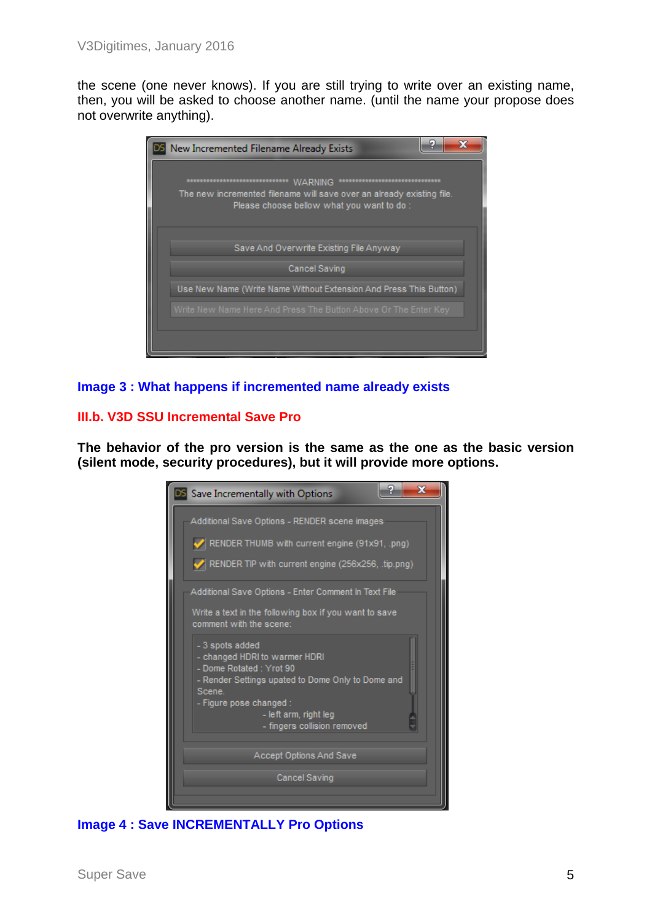the scene (one never knows). If you are still trying to write over an existing name, then, you will be asked to choose another name. (until the name your propose does not overwrite anything).

**Image 3 : What happens if incremented name already exists**

### III.b. V3D SSU Incremental Save Pro

**The behavior of the pro version is the same as the one as the basic version (silent mode, security procedures), but it will provide more options.**

**Image 4 : Save INCREMENTALLY Pro Options**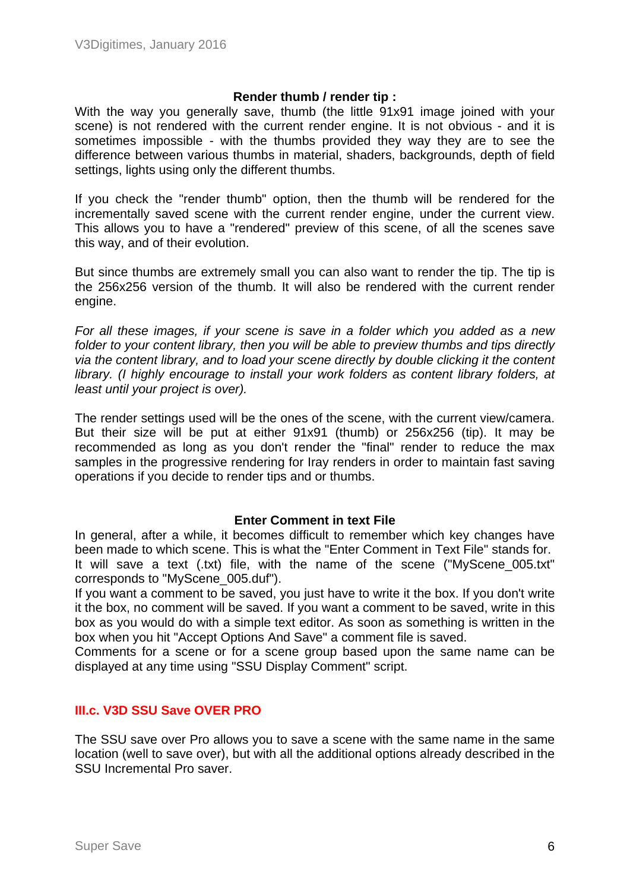**Render thumb / render tip :**

With the way you generally save, thumb (the little 91x91 image joined with your scene) is not rendered with the current render engine. It is not obvious - and it is sometimes impossible - with the thumbs provided they way they are to see the difference between various thumbs in material, shaders, backgrounds, depth of field settings, lights using only the different thumbs.

If you check the "render thumb" option, then the thumb will be rendered for the incrementally saved scene with the current render engine, under the current view. This allows you to have a "rendered" preview of this scene, of all the scenes save this way, and of their evolution.

But since thumbs are extremely small you can also want to render the tip. The tip is the 256x256 version of the thumb. It will also be rendered with the current render engine.

*For all these images, if your scene is save in a folder which you added as a new folder to your content library, then you will be able to preview thumbs and tips directly via the content library, and to load your scene directly by double clicking it the content library. (I highly encourage to install your work folders as content library folders, at least until your project is over).*

The render settings used will be the ones of the scene, with the current view/camera. But their size will be put at either 91x91 (thumb) or 256x256 (tip). It may be recommended as long as you don't render the "final" render to reduce the max samples in the progressive rendering for Iray renders in order to maintain fast saving operations if you decide to render tips and or thumbs.

**Enter Comment in text File**

In general, after a while, it becomes difficult to remember which key changes have been made to which scene. This is what the "Enter Comment in Text File" stands for. It will save a text (.txt) file, with the name of the scene ("MyScene_005.txt" corresponds to "MyScene_005.duf").
If you want a comment to be saved, you just have to write it the box. If you don't write it the box, no comment will be saved. If you want a comment to be saved, write in this box as you would do with a simple text editor. As soon as something is written in the box when you hit "Accept Options And Save" a comment file is saved.
Comments for a scene or for a scene group based upon the same name can be displayed at any time using "SSU Display Comment" script.

## III.c. V3D SSU Save OVER PRO

The SSU save over Pro allows you to save a scene with the same name in the same location (well to save over), but with all the additional options already described in the SSU Incremental Pro saver.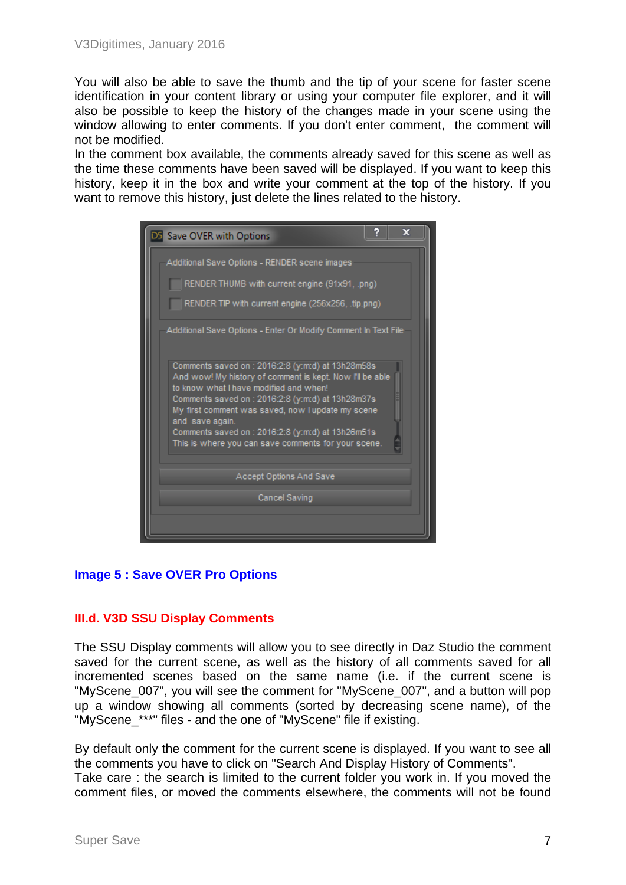You will also be able to save the thumb and the tip of your scene for faster scene identification in your content library or using your computer file explorer, and it will also be possible to keep the history of the changes made in your scene using the window allowing to enter comments. If you don't enter comment, the comment will not be modified.
In the comment box available, the comments already saved for this scene as well as the time these comments have been saved will be displayed. If you want to keep this history, keep it in the box and write your comment at the top of the history. If you want to remove this history, just delete the lines related to the history.

**Image 5 : Save OVER Pro Options**

### III.d. V3D SSU Display Comments

The SSU Display comments will allow you to see directly in Daz Studio the comment saved for the current scene, as well as the history of all comments saved for all incremented scenes based on the same name (i.e. if the current scene is "MyScene_007", you will see the comment for "MyScene_007", and a button will pop up a window showing all comments (sorted by decreasing scene name), of the "MyScene_***" files - and the one of "MyScene" file if existing.

By default only the comment for the current scene is displayed. If you want to see all the comments you have to click on "Search And Display History of Comments".
Take care : the search is limited to the current folder you work in. If you moved the comment files, or moved the comments elsewhere, the comments will not be found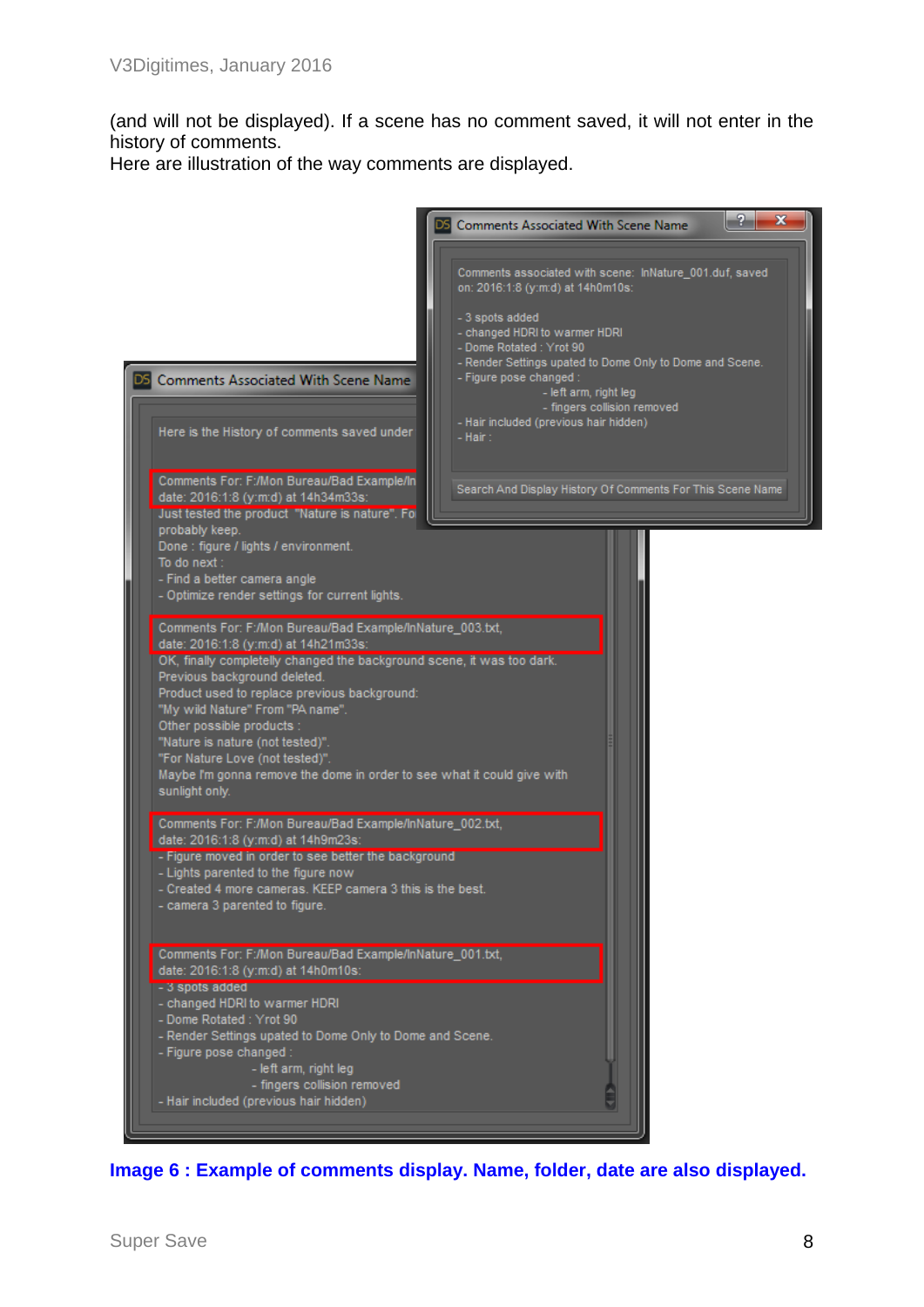(and will not be displayed). If a scene has no comment saved, it will not enter in the history of comments.
Here are illustration of the way comments are displayed.

**Image 6 : Example of comments display. Name, folder, date are also displayed.**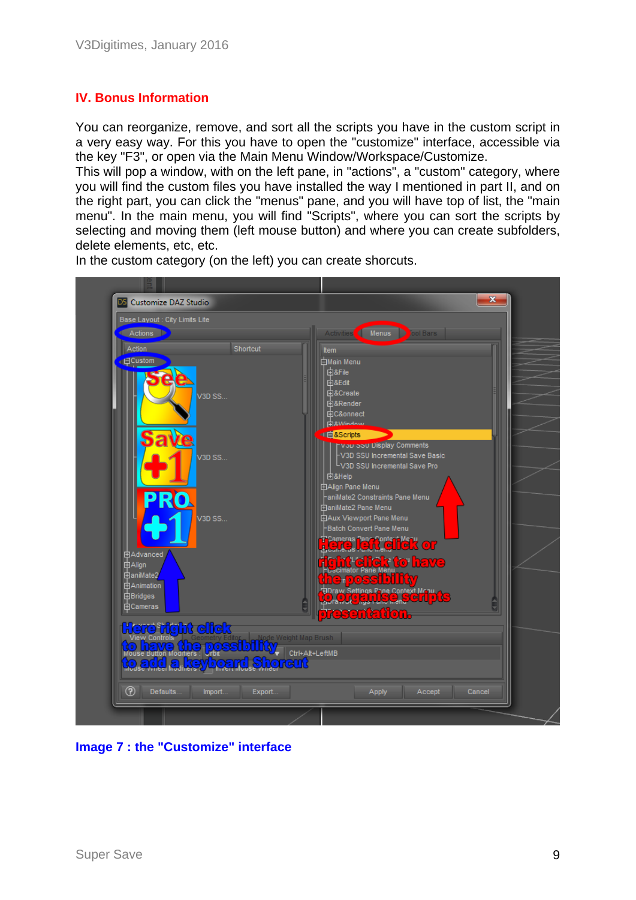## IV. Bonus Information

You can reorganize, remove, and sort all the scripts you have in the custom script in a very easy way. For this you have to open the "customize" interface, accessible via the key "F3", or open via the Main Menu Window/Workspace/Customize.
This will pop a window, with on the left pane, in "actions", a "custom" category, where you will find the custom files you have installed the way I mentioned in part II, and on the right part, you can click the "menus" pane, and you will have top of list, the "main menu". In the main menu, you will find "Scripts", where you can sort the scripts by selecting and moving them (left mouse button) and where you can create subfolders, delete elements, etc, etc.
In the custom category (on the left) you can create shorcuts.

**Image 7 : the "Customize" interface**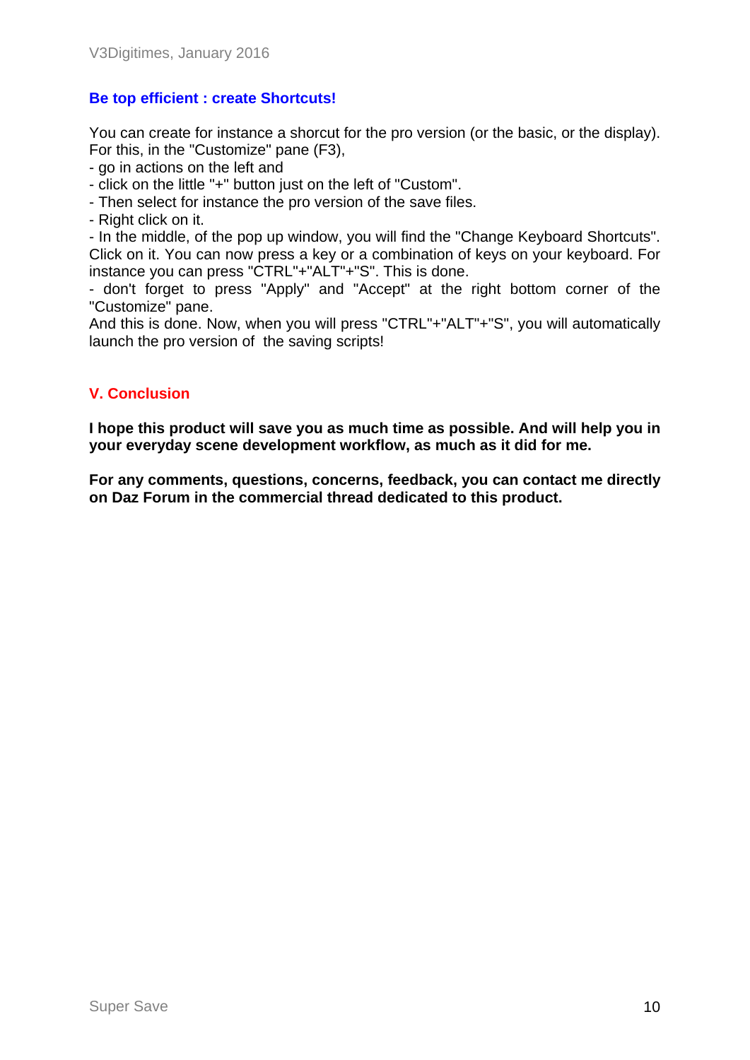### Be top efficient : create Shortcuts!

You can create for instance a shorcut for the pro version (or the basic, or the display). For this, in the "Customize" pane (F3),

- go in actions on the left and
- click on the little "+" button just on the left of "Custom".
- Then select for instance the pro version of the save files.
- Right click on it.
- In the middle, of the pop up window, you will find the "Change Keyboard Shortcuts". Click on it. You can now press a key or a combination of keys on your keyboard. For instance you can press "CTRL"+"ALT"+"S". This is done.
- don't forget to press "Apply" and "Accept" at the right bottom corner of the "Customize" pane.

And this is done. Now, when you will press "CTRL"+"ALT"+"S", you will automatically launch the pro version of  the saving scripts!

## V. Conclusion

**I hope this product will save you as much time as possible. And will help you in your everyday scene development workflow, as much as it did for me.**

**For any comments, questions, concerns, feedback, you can contact me directly on Daz Forum in the commercial thread dedicated to this product.**